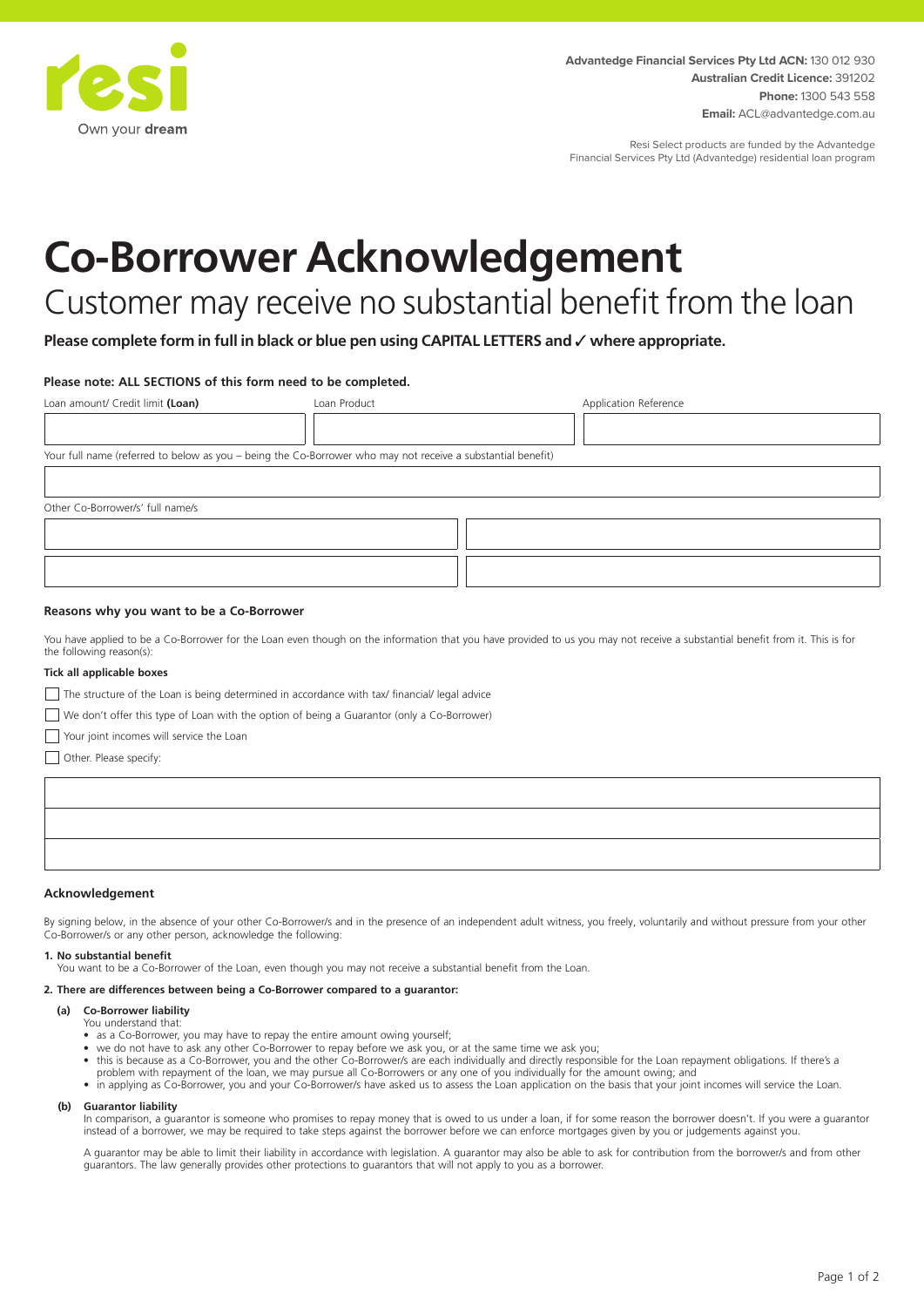resi
Own your **dream**

**Advantedge Financial Services Pty Ltd ACN:** 130 012 930
**Australian Credit Licence:** 391202
**Phone:** 1300 543 558
**Email:** ACL@advantedge.com.au

Resi Select products are funded by the Advantedge Financial Services Pty Ltd (Advantedge) residential loan program

# Co-Borrower Acknowledgement

## Customer may receive no substantial benefit from the loan

**Please complete form in full in black or blue pen using CAPITAL LETTERS and ✓ where appropriate.**

**Please note: ALL SECTIONS of this form need to be completed.**

| Loan amount/ Credit limit **(Loan)** | Loan Product | Application Reference |
|---|---|---|
| | | |

Your full name (referred to below as you – being the Co-Borrower who may not receive a substantial benefit)

| |
|---|
| |

Other Co-Borrower/s' full name/s

| | |
|---|---|
| | |
| | |

### Reasons why you want to be a Co-Borrower

You have applied to be a Co-Borrower for the Loan even though on the information that you have provided to us you may not receive a substantial benefit from it. This is for the following reason(s):

**Tick all applicable boxes**

- ☐ The structure of the Loan is being determined in accordance with tax/ financial/ legal advice
- ☐ We don't offer this type of Loan with the option of being a Guarantor (only a Co-Borrower)
- ☐ Your joint incomes will service the Loan
- ☐ Other. Please specify:

| |
|---|
| |
| |
| |

### Acknowledgement

By signing below, in the absence of your other Co-Borrower/s and in the presence of an independent adult witness, you freely, voluntarily and without pressure from your other Co-Borrower/s or any other person, acknowledge the following:

**1. No substantial benefit**
You want to be a Co-Borrower of the Loan, even though you may not receive a substantial benefit from the Loan.

**2. There are differences between being a Co-Borrower compared to a guarantor:**

**(a) Co-Borrower liability**
You understand that:

- as a Co-Borrower, you may have to repay the entire amount owing yourself;
- we do not have to ask any other Co-Borrower to repay before we ask you, or at the same time we ask you;
- this is because as a Co-Borrower, you and the other Co-Borrower/s are each individually and directly responsible for the Loan repayment obligations. If there's a problem with repayment of the loan, we may pursue all Co-Borrowers or any one of you individually for the amount owing; and
- in applying as Co-Borrower, you and your Co-Borrower/s have asked us to assess the Loan application on the basis that your joint incomes will service the Loan.

**(b) Guarantor liability**
In comparison, a guarantor is someone who promises to repay money that is owed to us under a loan, if for some reason the borrower doesn't. If you were a guarantor instead of a borrower, we may be required to take steps against the borrower before we can enforce mortgages given by you or judgements against you.

A guarantor may be able to limit their liability in accordance with legislation. A guarantor may also be able to ask for contribution from the borrower/s and from other guarantors. The law generally provides other protections to guarantors that will not apply to you as a borrower.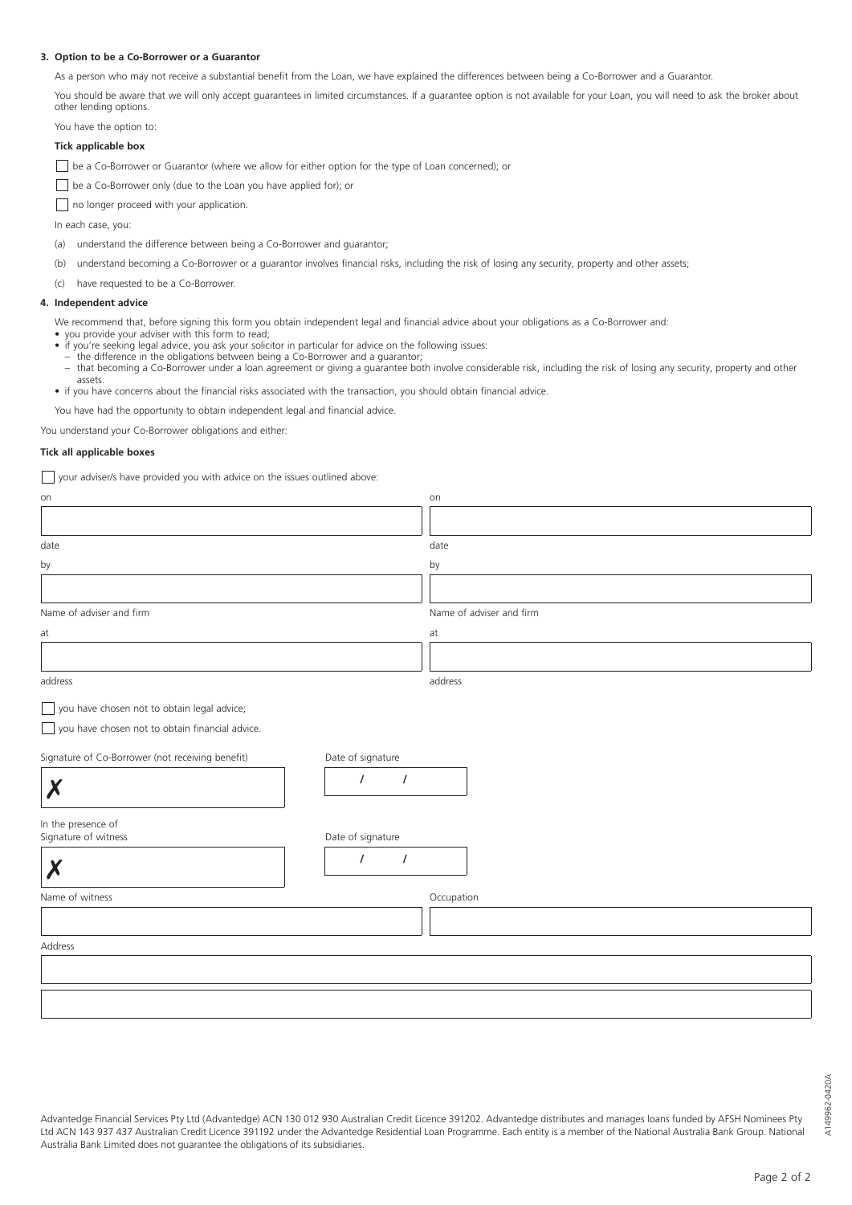**3. Option to be a Co-Borrower or a Guarantor**

As a person who may not receive a substantial benefit from the Loan, we have explained the differences between being a Co-Borrower and a Guarantor.

You should be aware that we will only accept guarantees in limited circumstances. If a guarantee option is not available for your Loan, you will need to ask the broker about other lending options.

You have the option to:

**Tick applicable box**

☐ be a Co-Borrower or Guarantor (where we allow for either option for the type of Loan concerned); or

☐ be a Co-Borrower only (due to the Loan you have applied for); or

☐ no longer proceed with your application.

In each case, you:

(a) understand the difference between being a Co-Borrower and guarantor;

(b) understand becoming a Co-Borrower or a guarantor involves financial risks, including the risk of losing any security, property and other assets;

(c) have requested to be a Co-Borrower.

**4. Independent advice**

We recommend that, before signing this form you obtain independent legal and financial advice about your obligations as a Co-Borrower and:

- you provide your adviser with this form to read;
- if you're seeking legal advice, you ask your solicitor in particular for advice on the following issues:
  - the difference in the obligations between being a Co-Borrower and a guarantor;
  - that becoming a Co-Borrower under a loan agreement or giving a guarantee both involve considerable risk, including the risk of losing any security, property and other assets.
- if you have concerns about the financial risks associated with the transaction, you should obtain financial advice.

You have had the opportunity to obtain independent legal and financial advice.

You understand your Co-Borrower obligations and either:

**Tick all applicable boxes**

☐ your adviser/s have provided you with advice on the issues outlined above:

| | |
|---|---|
| on | on |
| | |
| date | date |
| by | by |
| | |
| Name of adviser and firm | Name of adviser and firm |
| at | at |
| | |
| address | address |

☐ you have chosen not to obtain legal advice;

☐ you have chosen not to obtain financial advice.

Signature of Co-Borrower (not receiving benefit) ✗ &nbsp;&nbsp; Date of signature &nbsp; / &nbsp; /

In the presence of
Signature of witness ✗ &nbsp;&nbsp; Date of signature &nbsp; / &nbsp; /

Name of witness &nbsp;&nbsp; Occupation

Address

Advantedge Financial Services Pty Ltd (Advantedge) ACN 130 012 930 Australian Credit Licence 391202. Advantedge distributes and manages loans funded by AFSH Nominees Pty Ltd ACN 143 937 437 Australian Credit Licence 391192 under the Advantedge Residential Loan Programme. Each entity is a member of the National Australia Bank Group. National Australia Bank Limited does not guarantee the obligations of its subsidiaries.

A149962-0420A